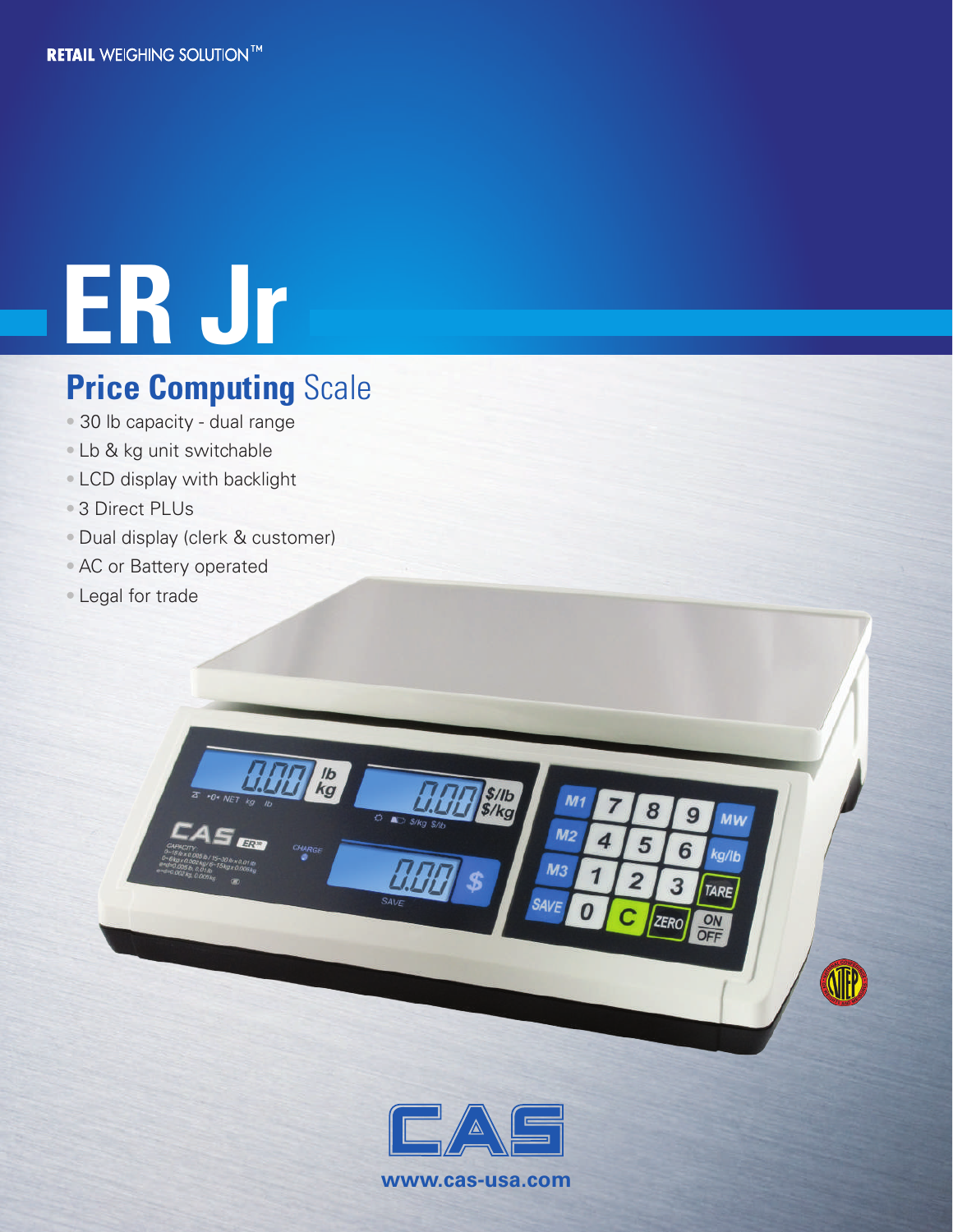RETAIL WEIGHING SOLUTION™

# ER Jr

## Price Computing Scale

- 30 lb capacity - dual range
- Lb & kg unit switchable
- LCD display with backlight
- 3 Direct PLUs
- Dual display (clerk & customer)
- AC or Battery operated
- Legal for trade

www.cas-usa.com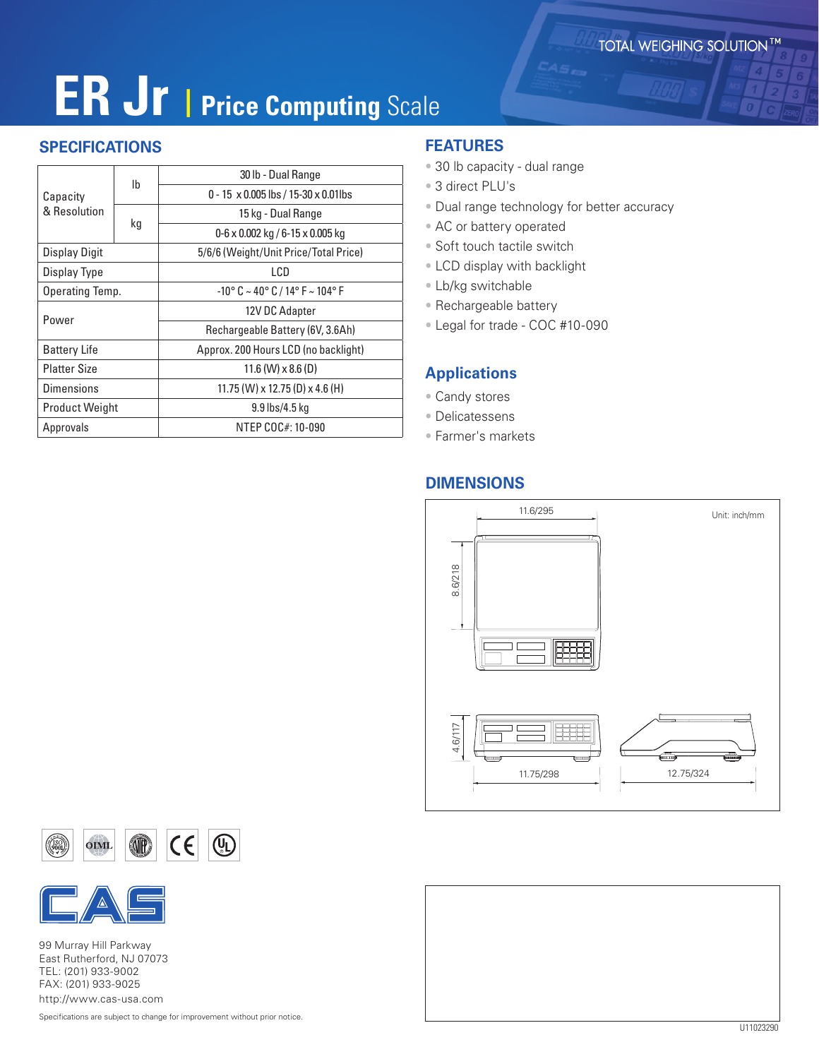TOTAL WEIGHING SOLUTION™

# ER Jr | Price Computing Scale

## SPECIFICATIONS

| | | |
|---|---|---|
| Capacity & Resolution | lb | 30 lb - Dual Range |
| | | 0 - 15 x 0.005 lbs / 15-30 x 0.01lbs |
| | kg | 15 kg - Dual Range |
| | | 0-6 x 0.002 kg / 6-15 x 0.005 kg |
| Display Digit | | 5/6/6 (Weight/Unit Price/Total Price) |
| Display Type | | LCD |
| Operating Temp. | | -10° C ~ 40° C / 14° F ~ 104° F |
| Power | | 12V DC Adapter |
| | | Rechargeable Battery (6V, 3.6Ah) |
| Battery Life | | Approx. 200 Hours LCD (no backlight) |
| Platter Size | | 11.6 (W) x 8.6 (D) |
| Dimensions | | 11.75 (W) x 12.75 (D) x 4.6 (H) |
| Product Weight | | 9.9 lbs/4.5 kg |
| Approvals | | NTEP COC#: 10-090 |

## FEATURES

- 30 lb capacity - dual range
- 3 direct PLU's
- Dual range technology for better accuracy
- AC or battery operated
- Soft touch tactile switch
- LCD display with backlight
- Lb/kg switchable
- Rechargeable battery
- Legal for trade - COC #10-090

## Applications

- Candy stores
- Delicatessens
- Farmer's markets

## DIMENSIONS

11.6/295

Unit: inch/mm

8.6/218

4.6/117

11.75/298

12.75/324

99 Murray Hill Parkway
East Rutherford, NJ 07073
TEL: (201) 933-9002
FAX: (201) 933-9025
http://www.cas-usa.com

Specifications are subject to change for improvement without prior notice.

U11023290